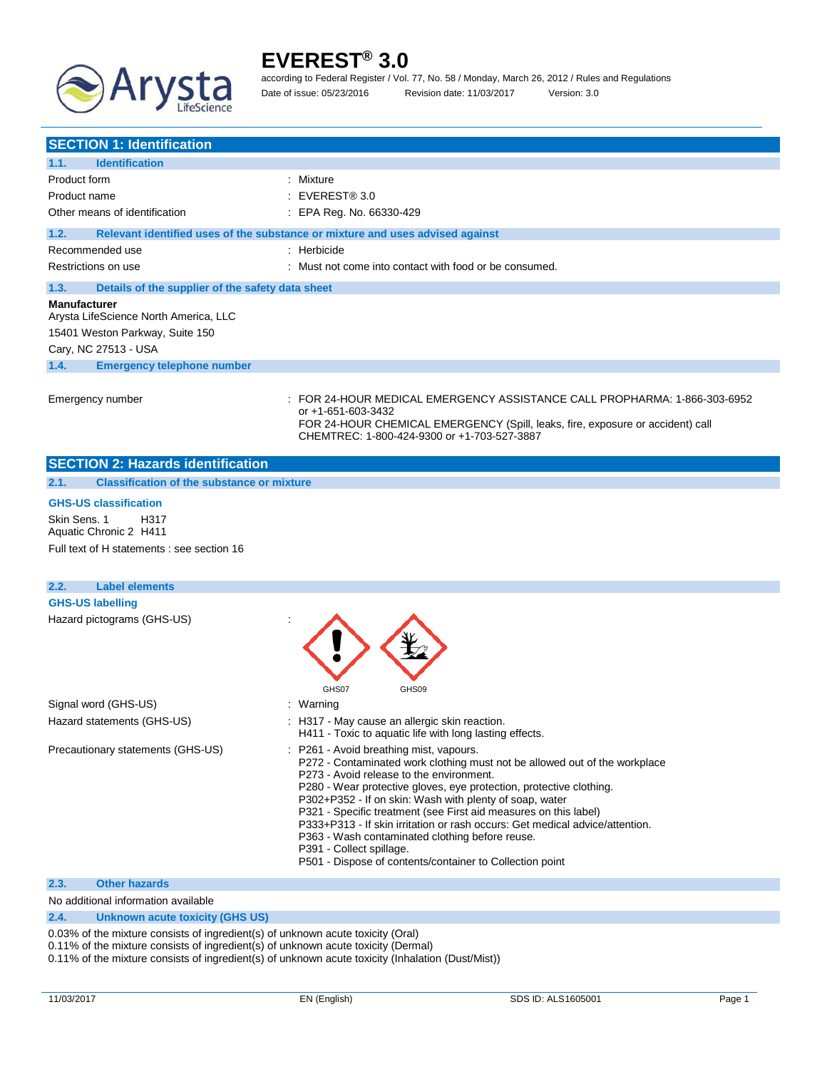# EVEREST® 3.0

according to Federal Register / Vol. 77, No. 58 / Monday, March 26, 2012 / Rules and Regulations

Date of issue: 05/23/2016 Revision date: 11/03/2017 Version: 3.0

## SECTION 1: Identification

### 1.1. Identification

| | |
|---|---|
| Product form | : Mixture |
| Product name | : EVEREST® 3.0 |
| Other means of identification | : EPA Reg. No. 66330-429 |

### 1.2. Relevant identified uses of the substance or mixture and uses advised against

| | |
|---|---|
| Recommended use | : Herbicide |
| Restrictions on use | : Must not come into contact with food or be consumed. |

### 1.3. Details of the supplier of the safety data sheet

**Manufacturer**
Arysta LifeScience North America, LLC
15401 Weston Parkway, Suite 150
Cary, NC 27513 - USA

### 1.4. Emergency telephone number

Emergency number : FOR 24-HOUR MEDICAL EMERGENCY ASSISTANCE CALL PROPHARMA: 1-866-303-6952 or +1-651-603-3432
FOR 24-HOUR CHEMICAL EMERGENCY (Spill, leaks, fire, exposure or accident) call CHEMTREC: 1-800-424-9300 or +1-703-527-3887

## SECTION 2: Hazards identification

### 2.1. Classification of the substance or mixture

**GHS-US classification**

Skin Sens. 1 H317
Aquatic Chronic 2 H411

Full text of H statements : see section 16

### 2.2. Label elements

**GHS-US labelling**

Hazard pictograms (GHS-US) : GHS07 GHS09

Signal word (GHS-US) : Warning

Hazard statements (GHS-US) :
H317 - May cause an allergic skin reaction.
H411 - Toxic to aquatic life with long lasting effects.

Precautionary statements (GHS-US) :
P261 - Avoid breathing mist, vapours.
P272 - Contaminated work clothing must not be allowed out of the workplace
P273 - Avoid release to the environment.
P280 - Wear protective gloves, eye protection, protective clothing.
P302+P352 - If on skin: Wash with plenty of soap, water
P321 - Specific treatment (see First aid measures on this label)
P333+P313 - If skin irritation or rash occurs: Get medical advice/attention.
P363 - Wash contaminated clothing before reuse.
P391 - Collect spillage.
P501 - Dispose of contents/container to Collection point

### 2.3. Other hazards

No additional information available

### 2.4. Unknown acute toxicity (GHS US)

0.03% of the mixture consists of ingredient(s) of unknown acute toxicity (Oral)
0.11% of the mixture consists of ingredient(s) of unknown acute toxicity (Dermal)
0.11% of the mixture consists of ingredient(s) of unknown acute toxicity (Inhalation (Dust/Mist))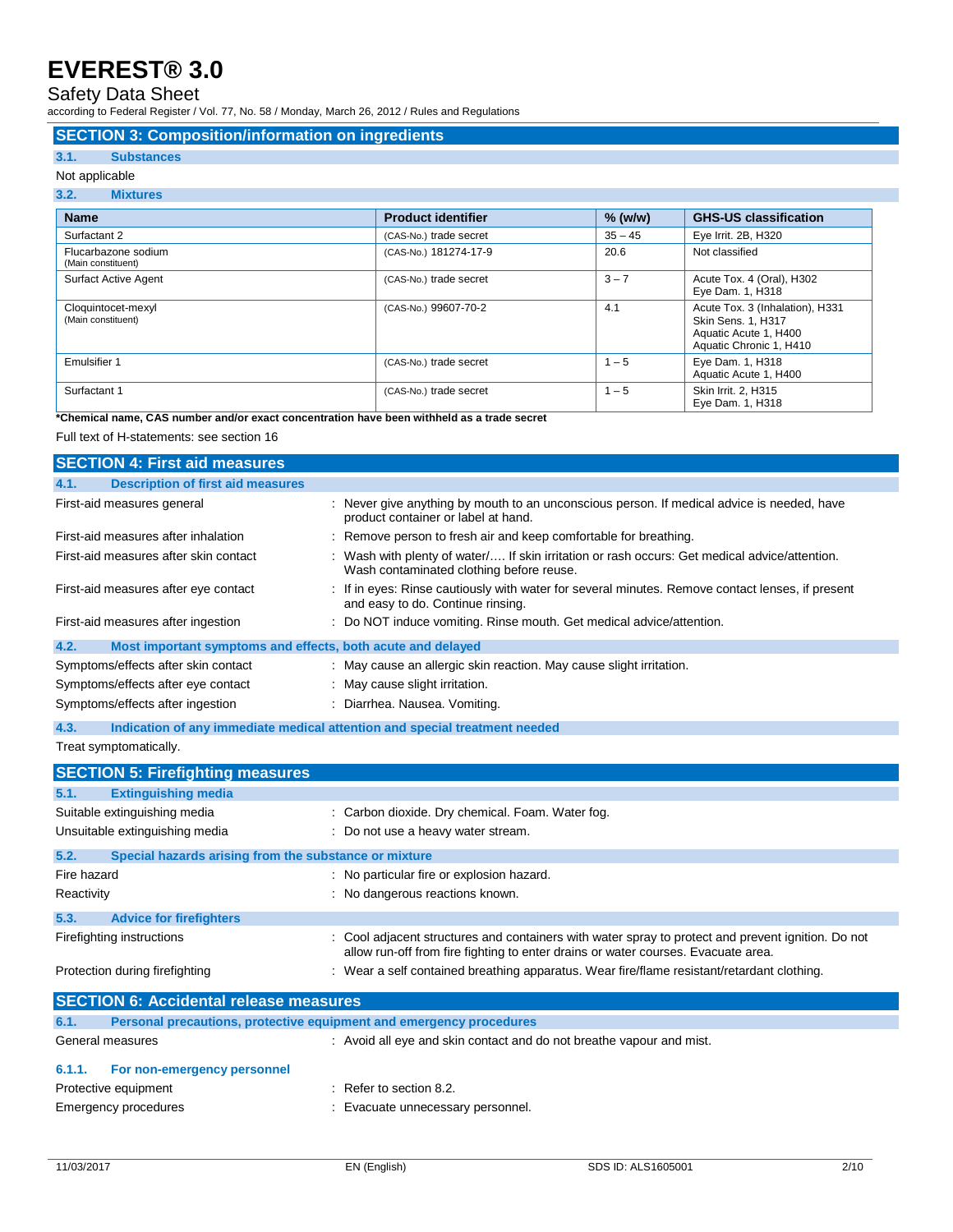## SECTION 3: Composition/information on ingredients

### 3.1. Substances

Not applicable

### 3.2. Mixtures

| Name | Product identifier | % (w/w) | GHS-US classification |
|---|---|---|---|
| Surfactant 2 | (CAS-No.) trade secret | 35 – 45 | Eye Irrit. 2B, H320 |
| Flucarbazone sodium (Main constituent) | (CAS-No.) 181274-17-9 | 20.6 | Not classified |
| Surfact Active Agent | (CAS-No.) trade secret | 3 – 7 | Acute Tox. 4 (Oral), H302<br>Eye Dam. 1, H318 |
| Cloquintocet-mexyl (Main constituent) | (CAS-No.) 99607-70-2 | 4.1 | Acute Tox. 3 (Inhalation), H331<br>Skin Sens. 1, H317<br>Aquatic Acute 1, H400<br>Aquatic Chronic 1, H410 |
| Emulsifier 1 | (CAS-No.) trade secret | 1 – 5 | Eye Dam. 1, H318<br>Aquatic Acute 1, H400 |
| Surfactant 1 | (CAS-No.) trade secret | 1 – 5 | Skin Irrit. 2, H315<br>Eye Dam. 1, H318 |

**\*Chemical name, CAS number and/or exact concentration have been withheld as a trade secret**

Full text of H-statements: see section 16

## SECTION 4: First aid measures

### 4.1. Description of first aid measures

First-aid measures general : Never give anything by mouth to an unconscious person. If medical advice is needed, have product container or label at hand.

First-aid measures after inhalation : Remove person to fresh air and keep comfortable for breathing.

First-aid measures after skin contact : Wash with plenty of water/…. If skin irritation or rash occurs: Get medical advice/attention. Wash contaminated clothing before reuse.

First-aid measures after eye contact : If in eyes: Rinse cautiously with water for several minutes. Remove contact lenses, if present and easy to do. Continue rinsing.

First-aid measures after ingestion : Do NOT induce vomiting. Rinse mouth. Get medical advice/attention.

### 4.2. Most important symptoms and effects, both acute and delayed

Symptoms/effects after skin contact : May cause an allergic skin reaction. May cause slight irritation.

Symptoms/effects after eye contact : May cause slight irritation.

Symptoms/effects after ingestion : Diarrhea. Nausea. Vomiting.

### 4.3. Indication of any immediate medical attention and special treatment needed

Treat symptomatically.

## SECTION 5: Firefighting measures

### 5.1. Extinguishing media

Suitable extinguishing media : Carbon dioxide. Dry chemical. Foam. Water fog.

Unsuitable extinguishing media : Do not use a heavy water stream.

### 5.2. Special hazards arising from the substance or mixture

Fire hazard : No particular fire or explosion hazard.

Reactivity : No dangerous reactions known.

### 5.3. Advice for firefighters

Firefighting instructions : Cool adjacent structures and containers with water spray to protect and prevent ignition. Do not allow run-off from fire fighting to enter drains or water courses. Evacuate area.

Protection during firefighting : Wear a self contained breathing apparatus. Wear fire/flame resistant/retardant clothing.

## SECTION 6: Accidental release measures

### 6.1. Personal precautions, protective equipment and emergency procedures

General measures : Avoid all eye and skin contact and do not breathe vapour and mist.

#### 6.1.1. For non-emergency personnel

Protective equipment : Refer to section 8.2.

Emergency procedures : Evacuate unnecessary personnel.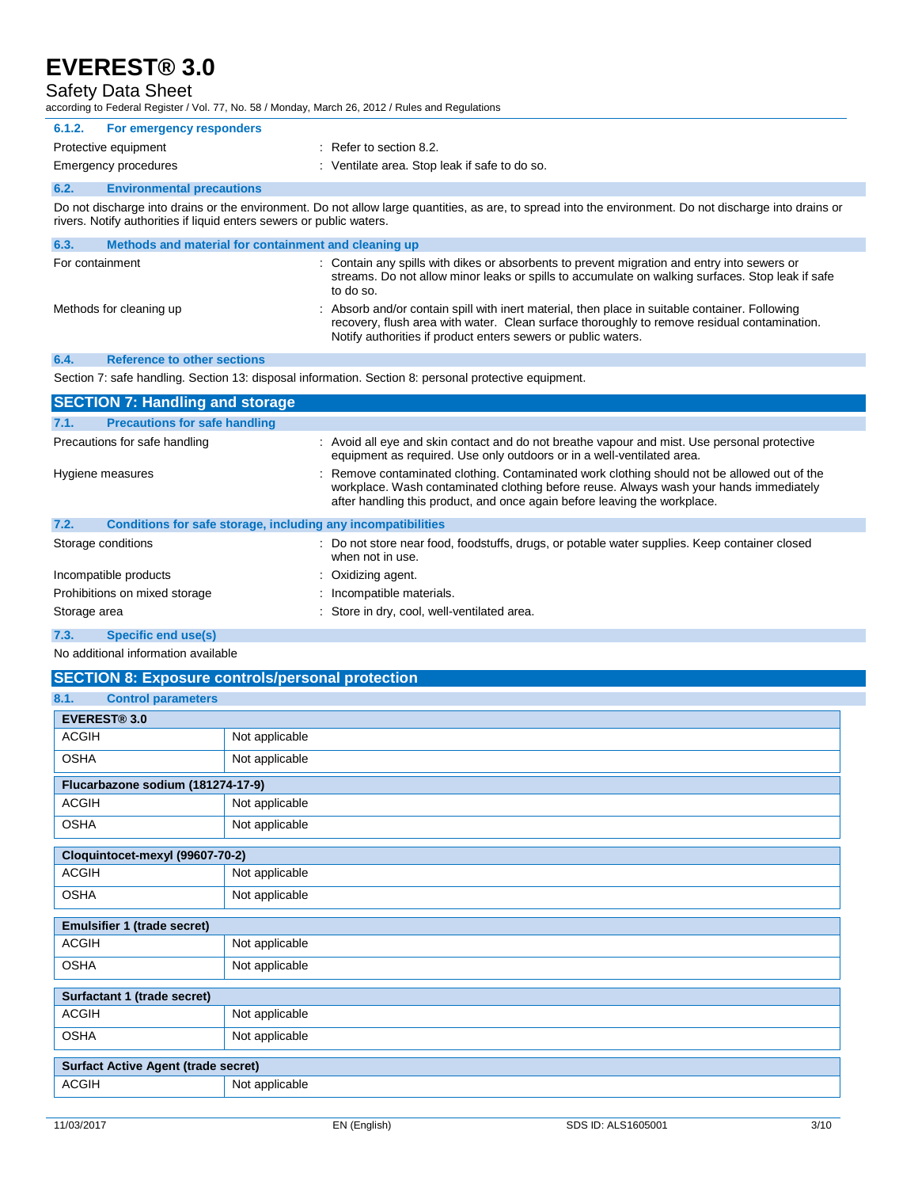#### 6.1.2. For emergency responders

Protective equipment : Refer to section 8.2.

Emergency procedures : Ventilate area. Stop leak if safe to do so.

### 6.2. Environmental precautions

Do not discharge into drains or the environment. Do not allow large quantities, as are, to spread into the environment. Do not discharge into drains or rivers. Notify authorities if liquid enters sewers or public waters.

### 6.3. Methods and material for containment and cleaning up

For containment : Contain any spills with dikes or absorbents to prevent migration and entry into sewers or streams. Do not allow minor leaks or spills to accumulate on walking surfaces. Stop leak if safe to do so.

Methods for cleaning up : Absorb and/or contain spill with inert material, then place in suitable container. Following recovery, flush area with water. Clean surface thoroughly to remove residual contamination. Notify authorities if product enters sewers or public waters.

### 6.4. Reference to other sections

Section 7: safe handling. Section 13: disposal information. Section 8: personal protective equipment.

## SECTION 7: Handling and storage

### 7.1. Precautions for safe handling

Precautions for safe handling : Avoid all eye and skin contact and do not breathe vapour and mist. Use personal protective equipment as required. Use only outdoors or in a well-ventilated area.

Hygiene measures : Remove contaminated clothing. Contaminated work clothing should not be allowed out of the workplace. Wash contaminated clothing before reuse. Always wash your hands immediately after handling this product, and once again before leaving the workplace.

### 7.2. Conditions for safe storage, including any incompatibilities

Storage conditions : Do not store near food, foodstuffs, drugs, or potable water supplies. Keep container closed when not in use.

Incompatible products : Oxidizing agent.

Prohibitions on mixed storage : Incompatible materials.

Storage area : Store in dry, cool, well-ventilated area.

### 7.3. Specific end use(s)

No additional information available

## SECTION 8: Exposure controls/personal protection

### 8.1. Control parameters

| EVEREST® 3.0 | |
|---|---|
| ACGIH | Not applicable |
| OSHA | Not applicable |

| Flucarbazone sodium (181274-17-9) | |
|---|---|
| ACGIH | Not applicable |
| OSHA | Not applicable |

| Cloquintocet-mexyl (99607-70-2) | |
|---|---|
| ACGIH | Not applicable |
| OSHA | Not applicable |

| Emulsifier 1 (trade secret) | |
|---|---|
| ACGIH | Not applicable |
| OSHA | Not applicable |

| Surfactant 1 (trade secret) | |
|---|---|
| ACGIH | Not applicable |
| OSHA | Not applicable |

| Surfact Active Agent (trade secret) | |
|---|---|
| ACGIH | Not applicable |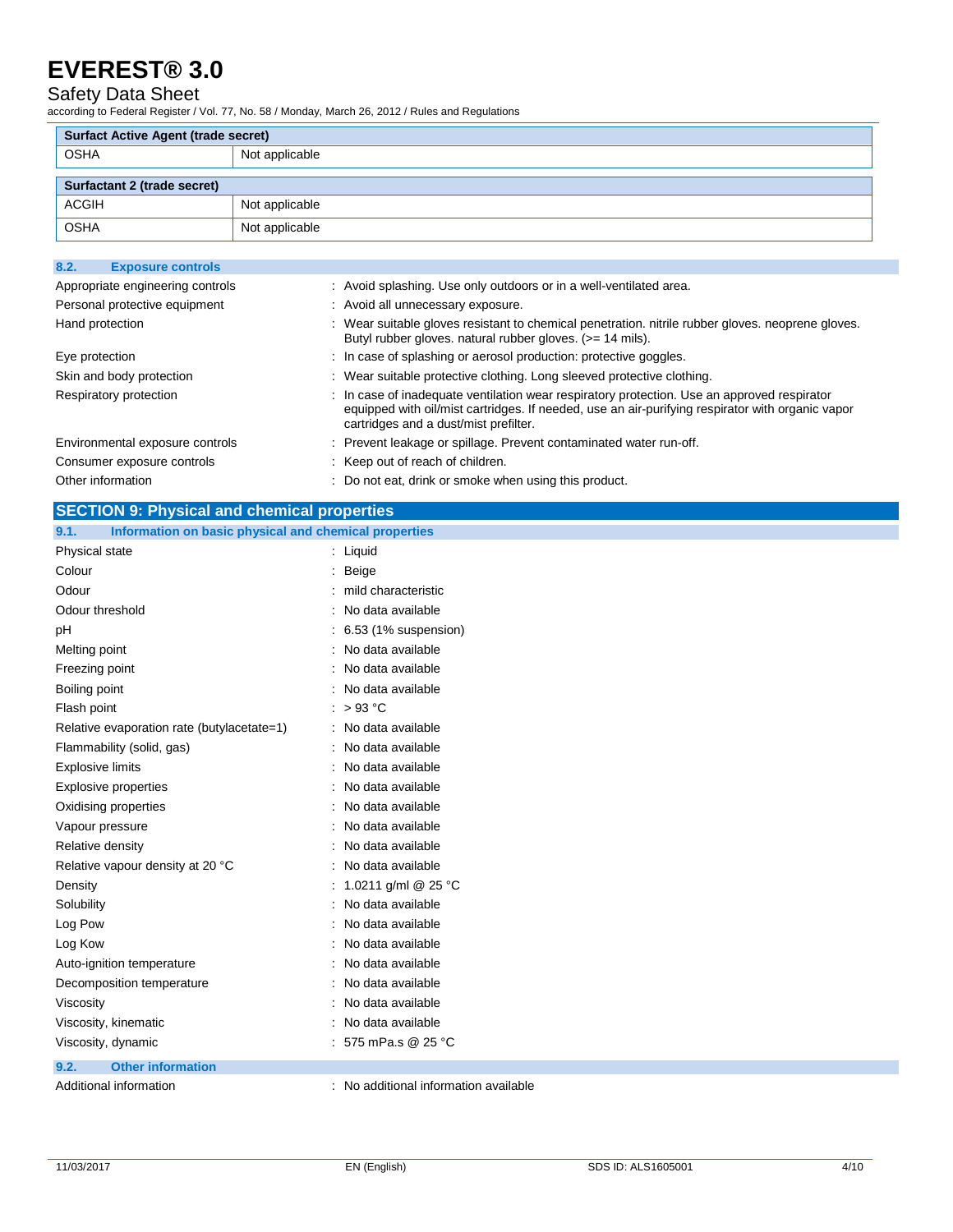| Surfact Active Agent (trade secret) | |
| --- | --- |
| OSHA | Not applicable |

| Surfactant 2 (trade secret) | |
| --- | --- |
| ACGIH | Not applicable |
| OSHA | Not applicable |

### 8.2. Exposure controls

| | |
| --- | --- |
| Appropriate engineering controls | : Avoid splashing. Use only outdoors or in a well-ventilated area. |
| Personal protective equipment | : Avoid all unnecessary exposure. |
| Hand protection | : Wear suitable gloves resistant to chemical penetration. nitrile rubber gloves. neoprene gloves. Butyl rubber gloves. natural rubber gloves. (>= 14 mils). |
| Eye protection | : In case of splashing or aerosol production: protective goggles. |
| Skin and body protection | : Wear suitable protective clothing. Long sleeved protective clothing. |
| Respiratory protection | : In case of inadequate ventilation wear respiratory protection. Use an approved respirator equipped with oil/mist cartridges. If needed, use an air-purifying respirator with organic vapor cartridges and a dust/mist prefilter. |
| Environmental exposure controls | : Prevent leakage or spillage. Prevent contaminated water run-off. |
| Consumer exposure controls | : Keep out of reach of children. |
| Other information | : Do not eat, drink or smoke when using this product. |

## SECTION 9: Physical and chemical properties

### 9.1. Information on basic physical and chemical properties

| | |
| --- | --- |
| Physical state | : Liquid |
| Colour | : Beige |
| Odour | : mild characteristic |
| Odour threshold | : No data available |
| pH | : 6.53 (1% suspension) |
| Melting point | : No data available |
| Freezing point | : No data available |
| Boiling point | : No data available |
| Flash point | : > 93 °C |
| Relative evaporation rate (butylacetate=1) | : No data available |
| Flammability (solid, gas) | : No data available |
| Explosive limits | : No data available |
| Explosive properties | : No data available |
| Oxidising properties | : No data available |
| Vapour pressure | : No data available |
| Relative density | : No data available |
| Relative vapour density at 20 °C | : No data available |
| Density | : 1.0211 g/ml @ 25 °C |
| Solubility | : No data available |
| Log Pow | : No data available |
| Log Kow | : No data available |
| Auto-ignition temperature | : No data available |
| Decomposition temperature | : No data available |
| Viscosity | : No data available |
| Viscosity, kinematic | : No data available |
| Viscosity, dynamic | : 575 mPa.s @ 25 °C |

### 9.2. Other information

| | |
| --- | --- |
| Additional information | : No additional information available |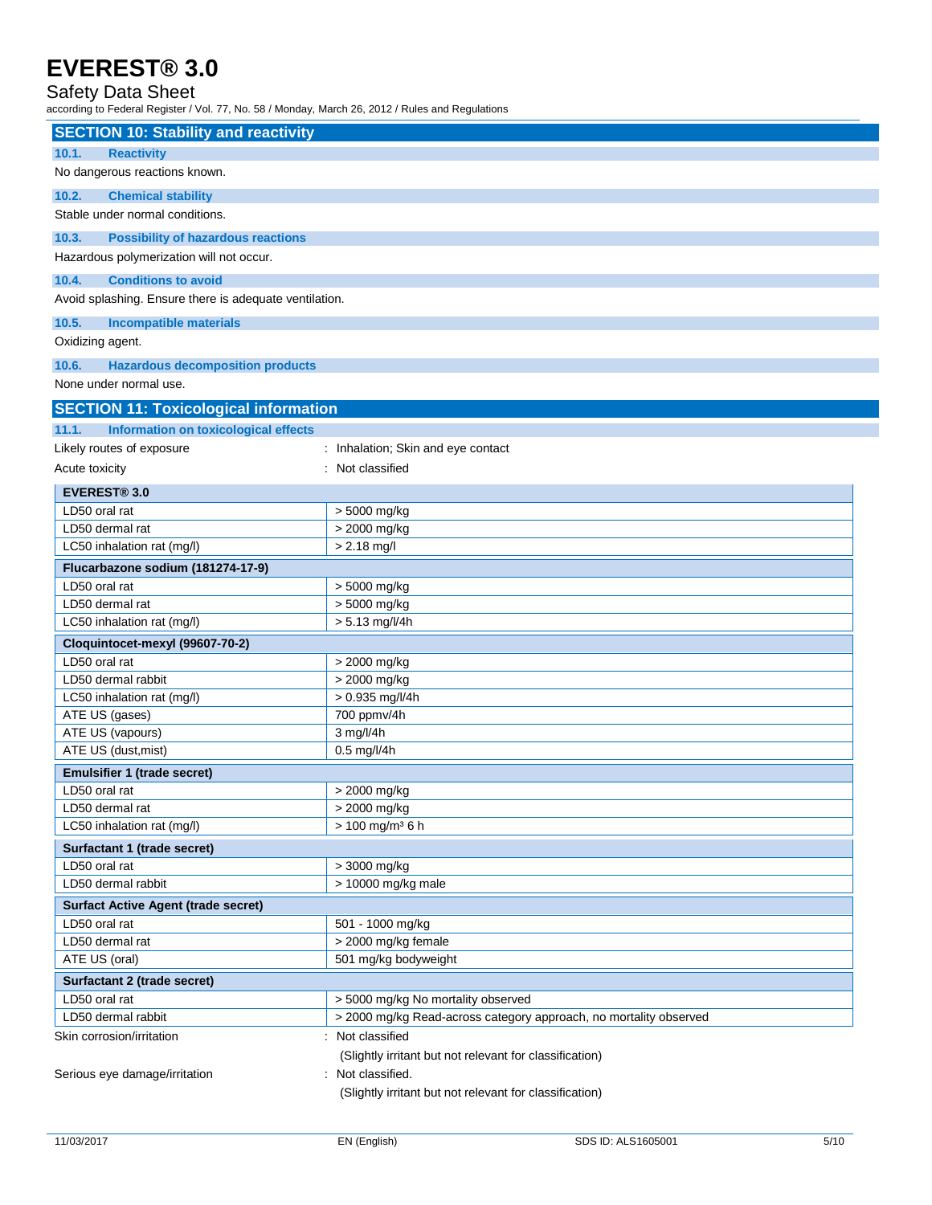## SECTION 10: Stability and reactivity

### 10.1. Reactivity

No dangerous reactions known.

### 10.2. Chemical stability

Stable under normal conditions.

### 10.3. Possibility of hazardous reactions

Hazardous polymerization will not occur.

### 10.4. Conditions to avoid

Avoid splashing. Ensure there is adequate ventilation.

### 10.5. Incompatible materials

Oxidizing agent.

### 10.6. Hazardous decomposition products

None under normal use.

## SECTION 11: Toxicological information

### 11.1. Information on toxicological effects

Likely routes of exposure : Inhalation; Skin and eye contact

Acute toxicity : Not classified

| **EVEREST® 3.0** | |
|---|---|
| LD50 oral rat | > 5000 mg/kg |
| LD50 dermal rat | > 2000 mg/kg |
| LC50 inhalation rat (mg/l) | > 2.18 mg/l |

| **Flucarbazone sodium (181274-17-9)** | |
|---|---|
| LD50 oral rat | > 5000 mg/kg |
| LD50 dermal rat | > 5000 mg/kg |
| LC50 inhalation rat (mg/l) | > 5.13 mg/l/4h |

| **Cloquintocet-mexyl (99607-70-2)** | |
|---|---|
| LD50 oral rat | > 2000 mg/kg |
| LD50 dermal rabbit | > 2000 mg/kg |
| LC50 inhalation rat (mg/l) | > 0.935 mg/l/4h |
| ATE US (gases) | 700 ppmv/4h |
| ATE US (vapours) | 3 mg/l/4h |
| ATE US (dust,mist) | 0.5 mg/l/4h |

| **Emulsifier 1 (trade secret)** | |
|---|---|
| LD50 oral rat | > 2000 mg/kg |
| LD50 dermal rat | > 2000 mg/kg |
| LC50 inhalation rat (mg/l) | > 100 mg/m³ 6 h |

| **Surfactant 1 (trade secret)** | |
|---|---|
| LD50 oral rat | > 3000 mg/kg |
| LD50 dermal rabbit | > 10000 mg/kg male |

| **Surface Active Agent (trade secret)** | |
|---|---|
| LD50 oral rat | 501 - 1000 mg/kg |
| LD50 dermal rat | > 2000 mg/kg female |
| ATE US (oral) | 501 mg/kg bodyweight |

| **Surfactant 2 (trade secret)** | |
|---|---|
| LD50 oral rat | > 5000 mg/kg No mortality observed |
| LD50 dermal rabbit | > 2000 mg/kg Read-across category approach, no mortality observed |

Skin corrosion/irritation : Not classified

(Slightly irritant but not relevant for classification)

Serious eye damage/irritation : Not classified.

(Slightly irritant but not relevant for classification)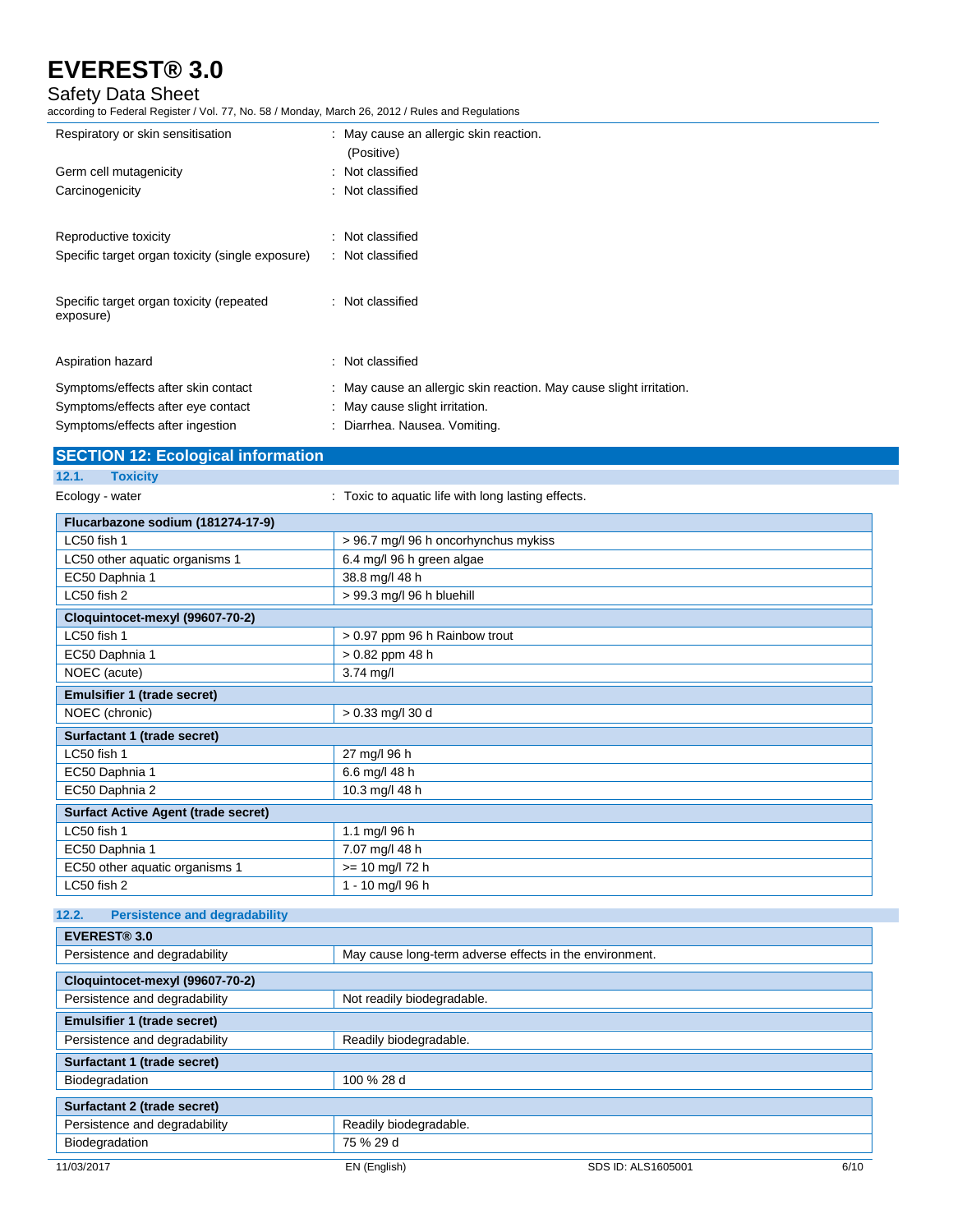| | |
|---|---|
| Respiratory or skin sensitisation | : May cause an allergic skin reaction. (Positive) |
| Germ cell mutagenicity | : Not classified |
| Carcinogenicity | : Not classified |
| Reproductive toxicity | : Not classified |
| Specific target organ toxicity (single exposure) | : Not classified |
| Specific target organ toxicity (repeated exposure) | : Not classified |
| Aspiration hazard | : Not classified |
| Symptoms/effects after skin contact | : May cause an allergic skin reaction. May cause slight irritation. |
| Symptoms/effects after eye contact | : May cause slight irritation. |
| Symptoms/effects after ingestion | : Diarrhea. Nausea. Vomiting. |

## SECTION 12: Ecological information

### 12.1. Toxicity

Ecology - water : Toxic to aquatic life with long lasting effects.

| **Flucarbazone sodium (181274-17-9)** | |
|---|---|
| LC50 fish 1 | > 96.7 mg/l 96 h oncorhynchus mykiss |
| LC50 other aquatic organisms 1 | 6.4 mg/l 96 h green algae |
| EC50 Daphnia 1 | 38.8 mg/l 48 h |
| LC50 fish 2 | > 99.3 mg/l 96 h bluehill |
| **Cloquintocet-mexyl (99607-70-2)** | |
| LC50 fish 1 | > 0.97 ppm 96 h Rainbow trout |
| EC50 Daphnia 1 | > 0.82 ppm 48 h |
| NOEC (acute) | 3.74 mg/l |
| **Emulsifier 1 (trade secret)** | |
| NOEC (chronic) | > 0.33 mg/l 30 d |
| **Surfactant 1 (trade secret)** | |
| LC50 fish 1 | 27 mg/l 96 h |
| EC50 Daphnia 1 | 6.6 mg/l 48 h |
| EC50 Daphnia 2 | 10.3 mg/l 48 h |
| **Surface Active Agent (trade secret)** | |
| LC50 fish 1 | 1.1 mg/l 96 h |
| EC50 Daphnia 1 | 7.07 mg/l 48 h |
| EC50 other aquatic organisms 1 | >= 10 mg/l 72 h |
| LC50 fish 2 | 1 - 10 mg/l 96 h |

### 12.2. Persistence and degradability

| **EVEREST® 3.0** | |
|---|---|
| Persistence and degradability | May cause long-term adverse effects in the environment. |
| **Cloquintocet-mexyl (99607-70-2)** | |
| Persistence and degradability | Not readily biodegradable. |
| **Emulsifier 1 (trade secret)** | |
| Persistence and degradability | Readily biodegradable. |
| **Surfactant 1 (trade secret)** | |
| Biodegradation | 100 % 28 d |
| **Surfactant 2 (trade secret)** | |
| Persistence and degradability | Readily biodegradable. |
| Biodegradation | 75 % 29 d |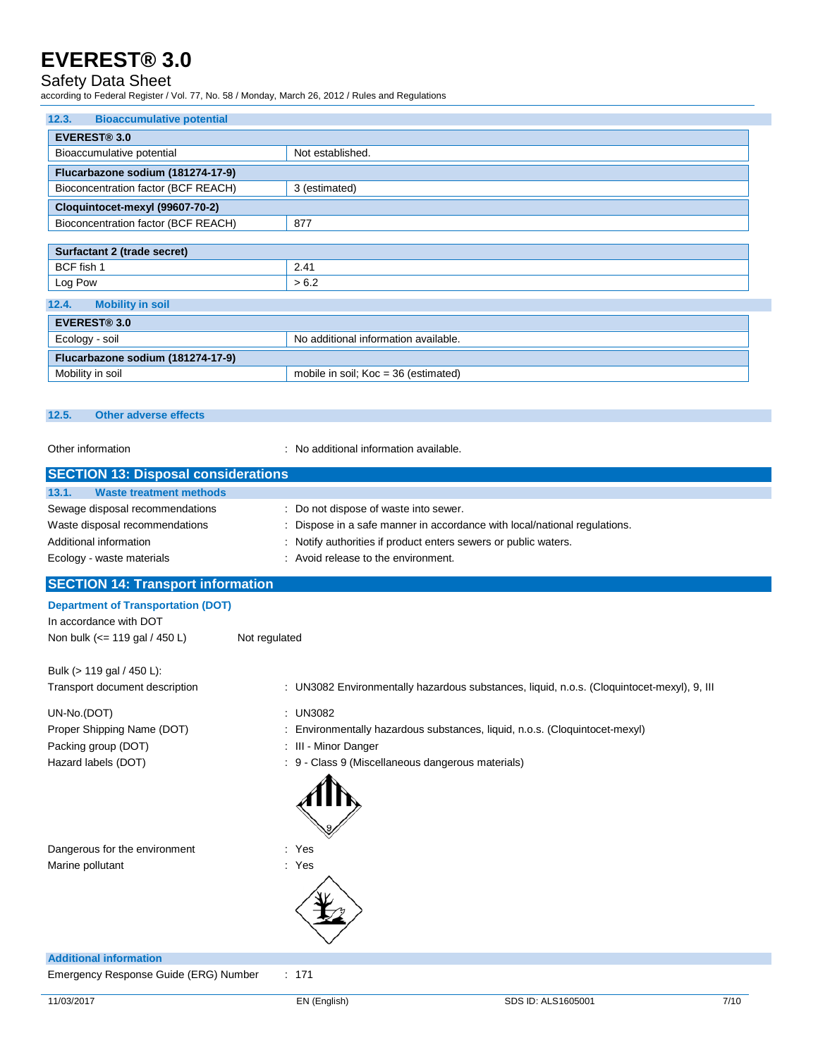### 12.3. Bioaccumulative potential

| EVEREST® 3.0 | |
|---|---|
| Bioaccumulative potential | Not established. |
| **Flucarbazone sodium (181274-17-9)** | |
| Bioconcentration factor (BCF REACH) | 3 (estimated) |
| **Cloquintocet-mexyl (99607-70-2)** | |
| Bioconcentration factor (BCF REACH) | 877 |

| Surfactant 2 (trade secret) | |
|---|---|
| BCF fish 1 | 2.41 |
| Log Pow | > 6.2 |

### 12.4. Mobility in soil

| EVEREST® 3.0 | |
|---|---|
| Ecology - soil | No additional information available. |
| **Flucarbazone sodium (181274-17-9)** | |
| Mobility in soil | mobile in soil; Koc = 36 (estimated) |

### 12.5. Other adverse effects

Other information : No additional information available.

## SECTION 13: Disposal considerations

### 13.1. Waste treatment methods

Sewage disposal recommendations : Do not dispose of waste into sewer.

Waste disposal recommendations : Dispose in a safe manner in accordance with local/national regulations.

Additional information : Notify authorities if product enters sewers or public waters.

Ecology - waste materials : Avoid release to the environment.

## SECTION 14: Transport information

**Department of Transportation (DOT)**

In accordance with DOT

Non bulk (<= 119 gal / 450 L) Not regulated

Bulk (> 119 gal / 450 L):

Transport document description : UN3082 Environmentally hazardous substances, liquid, n.o.s. (Cloquintocet-mexyl), 9, III

UN-No.(DOT) : UN3082

Proper Shipping Name (DOT) : Environmentally hazardous substances, liquid, n.o.s. (Cloquintocet-mexyl)

Packing group (DOT) : III - Minor Danger

Hazard labels (DOT) : 9 - Class 9 (Miscellaneous dangerous materials)

Dangerous for the environment : Yes

Marine pollutant : Yes

**Additional information**

Emergency Response Guide (ERG) Number : 171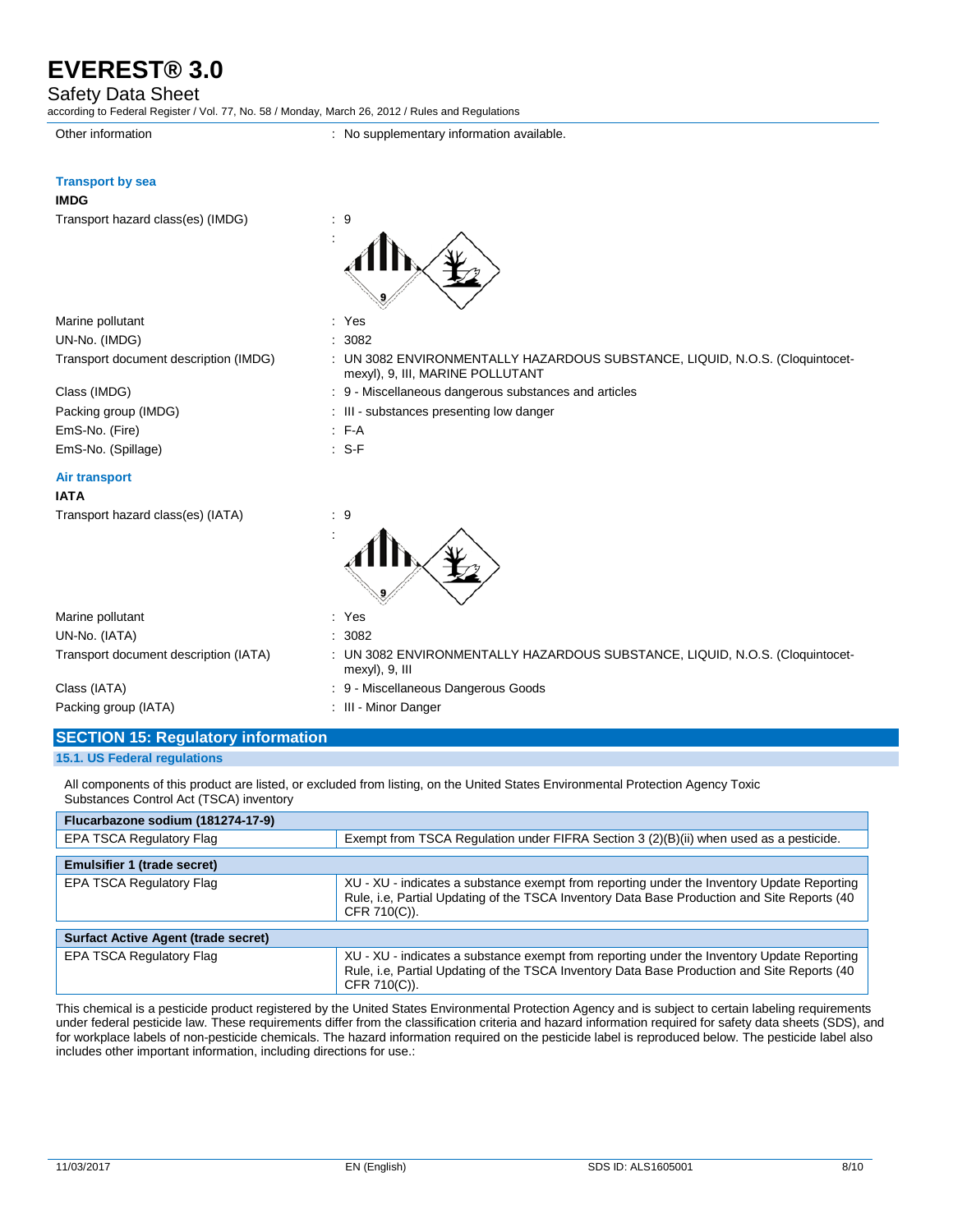Other information : No supplementary information available.

### Transport by sea

**IMDG**

| | |
|---|---|
| Transport hazard class(es) (IMDG) | : 9 |
| Marine pollutant | : Yes |
| UN-No. (IMDG) | : 3082 |
| Transport document description (IMDG) | : UN 3082 ENVIRONMENTALLY HAZARDOUS SUBSTANCE, LIQUID, N.O.S. (Cloquintocet-mexyl), 9, III, MARINE POLLUTANT |
| Class (IMDG) | : 9 - Miscellaneous dangerous substances and articles |
| Packing group (IMDG) | : III - substances presenting low danger |
| EmS-No. (Fire) | : F-A |
| EmS-No. (Spillage) | : S-F |

### Air transport

**IATA**

| | |
|---|---|
| Transport hazard class(es) (IATA) | : 9 |
| Marine pollutant | : Yes |
| UN-No. (IATA) | : 3082 |
| Transport document description (IATA) | : UN 3082 ENVIRONMENTALLY HAZARDOUS SUBSTANCE, LIQUID, N.O.S. (Cloquintocet-mexyl), 9, III |
| Class (IATA) | : 9 - Miscellaneous Dangerous Goods |
| Packing group (IATA) | : III - Minor Danger |

## SECTION 15: Regulatory information

### 15.1. US Federal regulations

All components of this product are listed, or excluded from listing, on the United States Environmental Protection Agency Toxic Substances Control Act (TSCA) inventory

| Flucarbazone sodium (181274-17-9) | |
|---|---|
| EPA TSCA Regulatory Flag | Exempt from TSCA Regulation under FIFRA Section 3 (2)(B)(ii) when used as a pesticide. |

| Emulsifier 1 (trade secret) | |
|---|---|
| EPA TSCA Regulatory Flag | XU - XU - indicates a substance exempt from reporting under the Inventory Update Reporting Rule, i.e, Partial Updating of the TSCA Inventory Data Base Production and Site Reports (40 CFR 710(C)). |

| Surfact Active Agent (trade secret) | |
|---|---|
| EPA TSCA Regulatory Flag | XU - XU - indicates a substance exempt from reporting under the Inventory Update Reporting Rule, i.e, Partial Updating of the TSCA Inventory Data Base Production and Site Reports (40 CFR 710(C)). |

This chemical is a pesticide product registered by the United States Environmental Protection Agency and is subject to certain labeling requirements under federal pesticide law. These requirements differ from the classification criteria and hazard information required for safety data sheets (SDS), and for workplace labels of non-pesticide chemicals. The hazard information required on the pesticide label is reproduced below. The pesticide label also includes other important information, including directions for use.: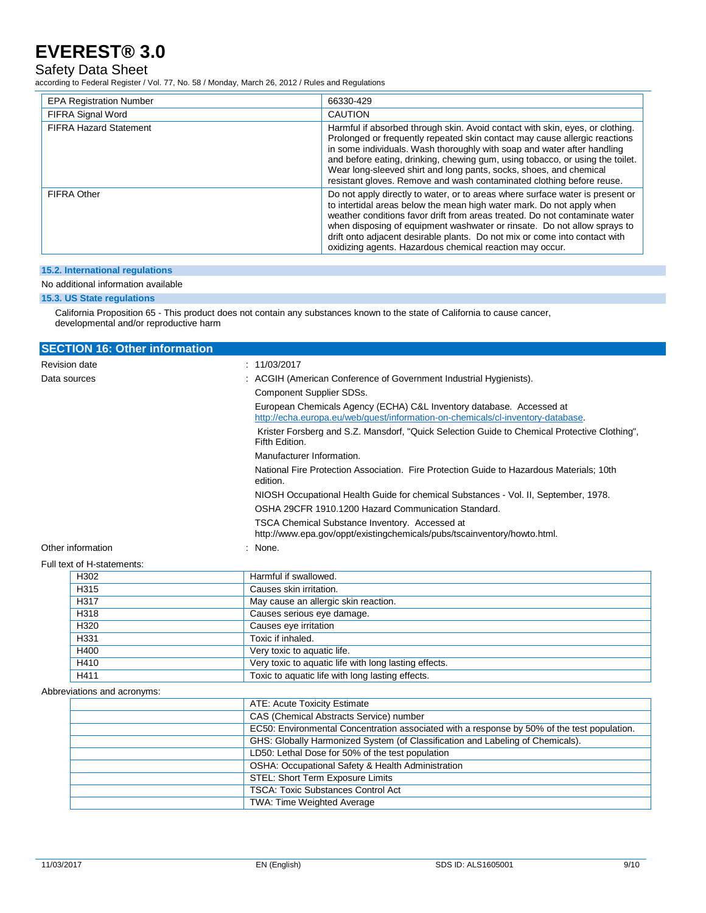| EPA Registration Number | 66330-429 |
|---|---|
| FIFRA Signal Word | CAUTION |
| FIFRA Hazard Statement | Harmful if absorbed through skin. Avoid contact with skin, eyes, or clothing. Prolonged or frequently repeated skin contact may cause allergic reactions in some individuals. Wash thoroughly with soap and water after handling and before eating, drinking, chewing gum, using tobacco, or using the toilet. Wear long-sleeved shirt and long pants, socks, shoes, and chemical resistant gloves. Remove and wash contaminated clothing before reuse. |
| FIFRA Other | Do not apply directly to water, or to areas where surface water is present or to intertidal areas below the mean high water mark. Do not apply when weather conditions favor drift from areas treated. Do not contaminate water when disposing of equipment washwater or rinsate. Do not allow sprays to drift onto adjacent desirable plants. Do not mix or come into contact with oxidizing agents. Hazardous chemical reaction may occur. |

### 15.2. International regulations

No additional information available

### 15.3. US State regulations

California Proposition 65 - This product does not contain any substances known to the state of California to cause cancer, developmental and/or reproductive harm

## SECTION 16: Other information

Revision date : 11/03/2017

Data sources :
- ACGIH (American Conference of Government Industrial Hygienists).
- Component Supplier SDSs.
- European Chemicals Agency (ECHA) C&L Inventory database. Accessed at http://echa.europa.eu/web/guest/information-on-chemicals/cl-inventory-database.
- Krister Forsberg and S.Z. Mansdorf, "Quick Selection Guide to Chemical Protective Clothing", Fifth Edition.
- Manufacturer Information.
- National Fire Protection Association. Fire Protection Guide to Hazardous Materials; 10th edition.
- NIOSH Occupational Health Guide for chemical Substances - Vol. II, September, 1978.
- OSHA 29CFR 1910.1200 Hazard Communication Standard.
- TSCA Chemical Substance Inventory. Accessed at http://www.epa.gov/oppt/existingchemicals/pubs/tscainventory/howto.html.

Other information : None.

Full text of H-statements:

| | |
|---|---|
| H302 | Harmful if swallowed. |
| H315 | Causes skin irritation. |
| H317 | May cause an allergic skin reaction. |
| H318 | Causes serious eye damage. |
| H320 | Causes eye irritation |
| H331 | Toxic if inhaled. |
| H400 | Very toxic to aquatic life. |
| H410 | Very toxic to aquatic life with long lasting effects. |
| H411 | Toxic to aquatic life with long lasting effects. |

Abbreviations and acronyms:

| | |
|---|---|
| | ATE: Acute Toxicity Estimate |
| | CAS (Chemical Abstracts Service) number |
| | EC50: Environmental Concentration associated with a response by 50% of the test population. |
| | GHS: Globally Harmonized System (of Classification and Labeling of Chemicals). |
| | LD50: Lethal Dose for 50% of the test population |
| | OSHA: Occupational Safety & Health Administration |
| | STEL: Short Term Exposure Limits |
| | TSCA: Toxic Substances Control Act |
| | TWA: Time Weighted Average |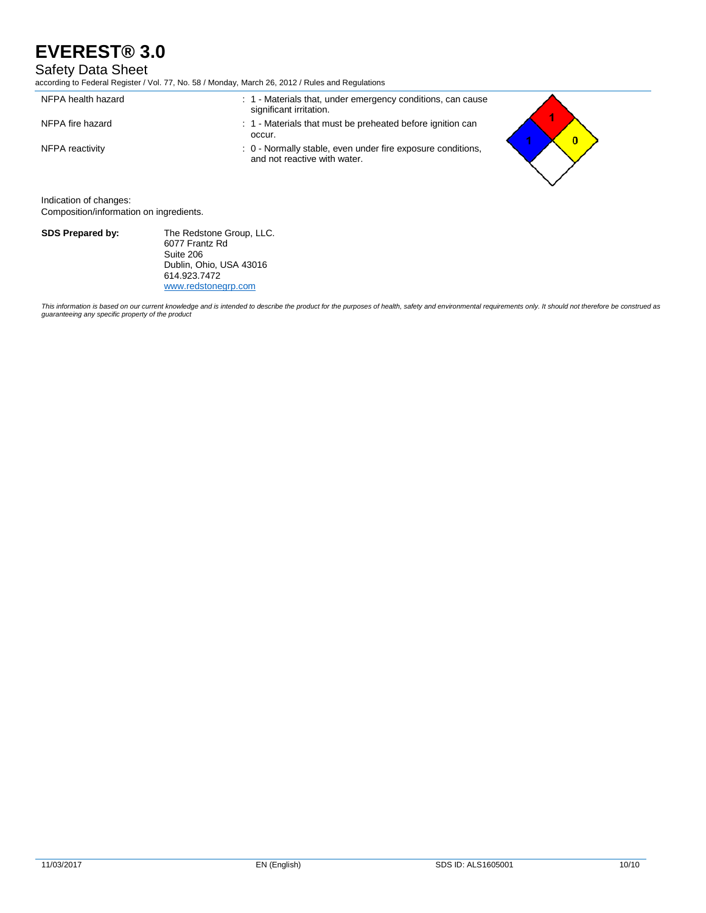NFPA health hazard : 1 - Materials that, under emergency conditions, can cause significant irritation.

NFPA fire hazard : 1 - Materials that must be preheated before ignition can occur.

NFPA reactivity : 0 - Normally stable, even under fire exposure conditions, and not reactive with water.

1

1

0

Indication of changes:
Composition/information on ingredients.

**SDS Prepared by:** The Redstone Group, LLC.
6077 Frantz Rd
Suite 206
Dublin, Ohio, USA 43016
614.923.7472
www.redstonegrp.com

*This information is based on our current knowledge and is intended to describe the product for the purposes of health, safety and environmental requirements only. It should not therefore be construed as guaranteeing any specific property of the product*